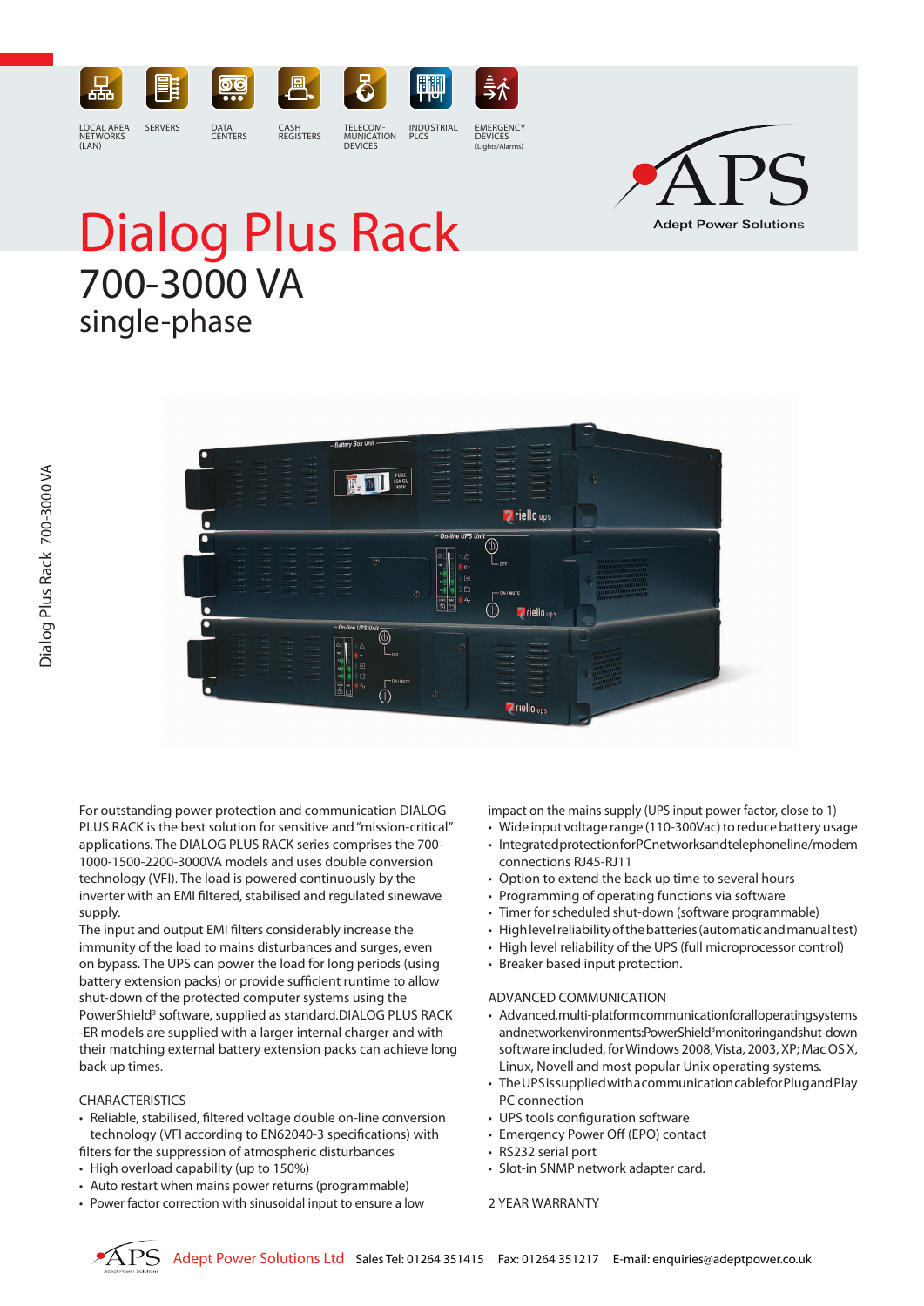LOCAL AREA NETWORKS (LAN) | SERVERS | DATA CENTERS | CASH REGISTERS | TELECOMMUNICATION DEVICES | INDUSTRIAL PLCS | EMERGENCY DEVICES (Lights/Alarms)

APS Adept Power Solutions

# Dialog Plus Rack

## 700-3000 VA

### single-phase

For outstanding power protection and communication DIALOG PLUS RACK is the best solution for sensitive and "mission-critical" applications. The DIALOG PLUS RACK series comprises the 700-1000-1500-2200-3000VA models and uses double conversion technology (VFI). The load is powered continuously by the inverter with an EMI filtered, stabilised and regulated sinewave supply.

The input and output EMI filters considerably increase the immunity of the load to mains disturbances and surges, even on bypass. The UPS can power the load for long periods (using battery extension packs) or provide sufficient runtime to allow shut-down of the protected computer systems using the PowerShield³ software, supplied as standard.DIALOG PLUS RACK -ER models are supplied with a larger internal charger and with their matching external battery extension packs can achieve long back up times.

CHARACTERISTICS

- Reliable, stabilised, filtered voltage double on-line conversion technology (VFI according to EN62040-3 specifications) with filters for the suppression of atmospheric disturbances
- High overload capability (up to 150%)
- Auto restart when mains power returns (programmable)
- Power factor correction with sinusoidal input to ensure a low impact on the mains supply (UPS input power factor, close to 1)
- Wide input voltage range (110-300Vac) to reduce battery usage
- Integrated protection for PC networks and telephone line/modem connections RJ45-RJ11
- Option to extend the back up time to several hours
- Programming of operating functions via software
- Timer for scheduled shut-down (software programmable)
- High level reliability of the batteries (automatic and manual test)
- High level reliability of the UPS (full microprocessor control)
- Breaker based input protection.

ADVANCED COMMUNICATION

- Advanced, multi-platform communication for all operating systems and network environments: PowerShield³ monitoring and shut-down software included, for Windows 2008, Vista, 2003, XP; Mac OS X, Linux, Novell and most popular Unix operating systems.
- The UPS is supplied with a communication cable for Plug and Play PC connection
- UPS tools configuration software
- Emergency Power Off (EPO) contact
- RS232 serial port
- Slot-in SNMP network adapter card.

2 YEAR WARRANTY

Adept Power Solutions Ltd  Sales Tel: 01264 351415  Fax: 01264 351217  E-mail: enquiries@adeptpower.co.uk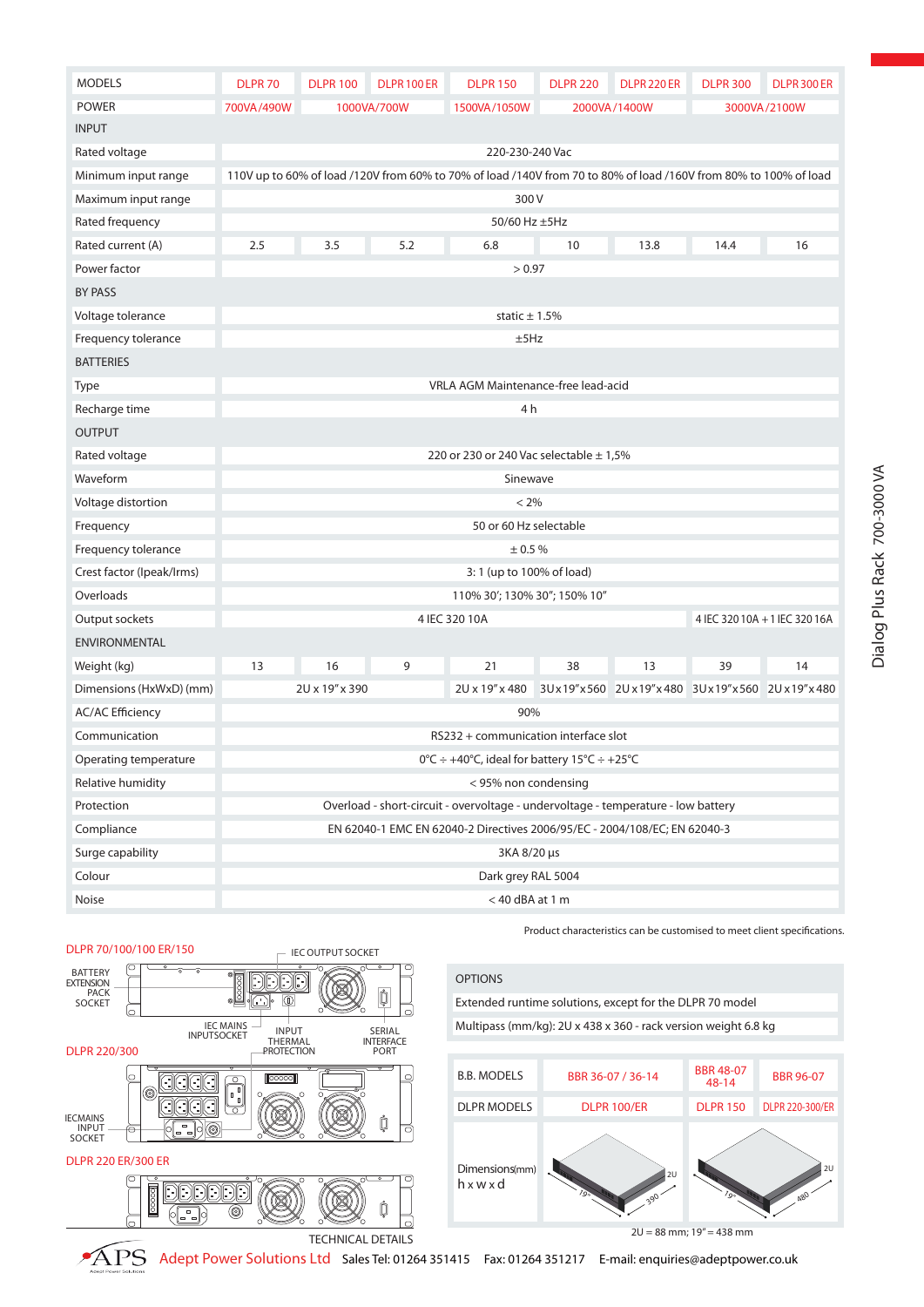| MODELS | DLPR 70 | DLPR 100 | DLPR 100 ER | DLPR 150 | DLPR 220 | DLPR 220 ER | DLPR 300 | DLPR 300 ER |
|---|---|---|---|---|---|---|---|---|
| POWER | 700VA/490W | 1000VA/700W | | 1500VA/1050W | 2000VA/1400W | | 3000VA/2100W | |
| INPUT | | | | | | | | |
| Rated voltage | 220-230-240 Vac | | | | | | | |
| Minimum input range | 110V up to 60% of load /120V from 60% to 70% of load /140V from 70 to 80% of load /160V from 80% to 100% of load | | | | | | | |
| Maximum input range | 300 V | | | | | | | |
| Rated frequency | 50/60 Hz ±5Hz | | | | | | | |
| Rated current (A) | 2.5 | 3.5 | 5.2 | 6.8 | 10 | 13.8 | 14.4 | 16 |
| Power factor | > 0.97 | | | | | | | |
| BY PASS | | | | | | | | |
| Voltage tolerance | static ± 1.5% | | | | | | | |
| Frequency tolerance | ±5Hz | | | | | | | |
| BATTERIES | | | | | | | | |
| Type | VRLA AGM Maintenance-free lead-acid | | | | | | | |
| Recharge time | 4 h | | | | | | | |
| OUTPUT | | | | | | | | |
| Rated voltage | 220 or 230 or 240 Vac selectable ± 1,5% | | | | | | | |
| Waveform | Sinewave | | | | | | | |
| Voltage distortion | < 2% | | | | | | | |
| Frequency | 50 or 60 Hz selectable | | | | | | | |
| Frequency tolerance | ± 0.5 % | | | | | | | |
| Crest factor (Ipeak/Irms) | 3: 1 (up to 100% of load) | | | | | | | |
| Overloads | 110% 30'; 130% 30"; 150% 10" | | | | | | | |
| Output sockets | 4 IEC 320 10A | | | | | | 4 IEC 320 10A + 1 IEC 320 16A | |
| ENVIRONMENTAL | | | | | | | | |
| Weight (kg) | 13 | 16 | 9 | 21 | 38 | 13 | 39 | 14 |
| Dimensions (HxWxD) (mm) | 2U x 19" x 390 | | | 2U x 19" x 480 | 3U x 19" x 560 | 2U x 19" x 480 | 3U x 19" x 560 | 2U x 19" x 480 |
| AC/AC Efficiency | 90% | | | | | | | |
| Communication | RS232 + communication interface slot | | | | | | | |
| Operating temperature | 0°C ÷ +40°C, ideal for battery 15°C ÷ +25°C | | | | | | | |
| Relative humidity | < 95% non condensing | | | | | | | |
| Protection | Overload - short-circuit - overvoltage - undervoltage - temperature - low battery | | | | | | | |
| Compliance | EN 62040-1 EMC EN 62040-2 Directives 2006/95/EC - 2004/108/EC; EN 62040-3 | | | | | | | |
| Surge capability | 3KA 8/20 µs | | | | | | | |
| Colour | Dark grey RAL 5004 | | | | | | | |
| Noise | < 40 dBA at 1 m | | | | | | | |

Product characteristics can be customised to meet client specifications.

DLPR 70/100/100 ER/150

BATTERY EXTENSION PACK SOCKET
IEC OUTPUT SOCKET
IEC MAINS INPUTSOCKET
INPUT THERMAL PROTECTION
SERIAL INTERFACE PORT

DLPR 220/300

IECMAINS INPUT SOCKET

DLPR 220 ER/300 ER

TECHNICAL DETAILS

| OPTIONS |
|---|
| Extended runtime solutions, except for the DLPR 70 model |
| Multipass (mm/kg): 2U x 438 x 360 - rack version weight 6.8 kg |

| B.B. MODELS | BBR 36-07 / 36-14 | BBR 48-07 48-14 | BBR 96-07 |
|---|---|---|---|
| DLPR MODELS | DLPR 100/ER | DLPR 150 | DLPR 220-300/ER |
| Dimensions(mm) h x w x d | 2U, 19", 390 | 2U, 19", 480 | |

2U = 88 mm; 19" = 438 mm

Dialog Plus Rack 700-3000 VA

APS Adept Power Solutions Ltd Sales Tel: 01264 351415 Fax: 01264 351217 E-mail: enquiries@adeptpower.co.uk